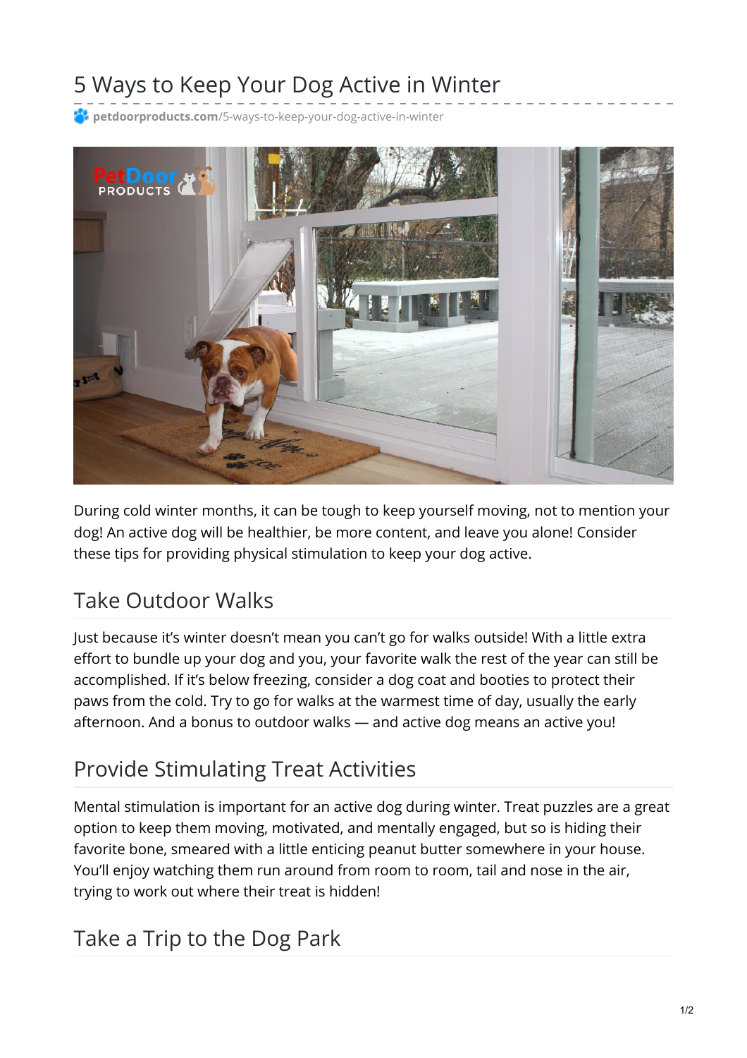# 5 Ways to Keep Your Dog Active in Winter

petdoorproducts.com/5-ways-to-keep-your-dog-active-in-winter

During cold winter months, it can be tough to keep yourself moving, not to mention your dog! An active dog will be healthier, be more content, and leave you alone! Consider these tips for providing physical stimulation to keep your dog active.

## Take Outdoor Walks

Just because it's winter doesn't mean you can't go for walks outside! With a little extra effort to bundle up your dog and you, your favorite walk the rest of the year can still be accomplished. If it's below freezing, consider a dog coat and booties to protect their paws from the cold. Try to go for walks at the warmest time of day, usually the early afternoon. And a bonus to outdoor walks — and active dog means an active you!

## Provide Stimulating Treat Activities

Mental stimulation is important for an active dog during winter. Treat puzzles are a great option to keep them moving, motivated, and mentally engaged, but so is hiding their favorite bone, smeared with a little enticing peanut butter somewhere in your house. You'll enjoy watching them run around from room to room, tail and nose in the air, trying to work out where their treat is hidden!

## Take a Trip to the Dog Park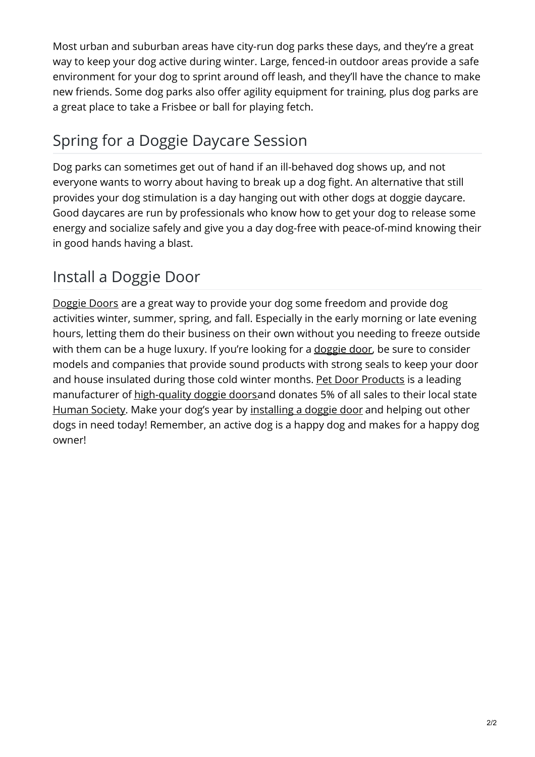Most urban and suburban areas have city-run dog parks these days, and they're a great way to keep your dog active during winter. Large, fenced-in outdoor areas provide a safe environment for your dog to sprint around off leash, and they'll have the chance to make new friends. Some dog parks also offer agility equipment for training, plus dog parks are a great place to take a Frisbee or ball for playing fetch.

## Spring for a Doggie Daycare Session

Dog parks can sometimes get out of hand if an ill-behaved dog shows up, and not everyone wants to worry about having to break up a dog fight. An alternative that still provides your dog stimulation is a day hanging out with other dogs at doggie daycare. Good daycares are run by professionals who know how to get your dog to release some energy and socialize safely and give you a day dog-free with peace-of-mind knowing their in good hands having a blast.

## Install a Doggie Door

Doggie Doors are a great way to provide your dog some freedom and provide dog activities winter, summer, spring, and fall. Especially in the early morning or late evening hours, letting them do their business on their own without you needing to freeze outside with them can be a huge luxury. If you're looking for a doggie door, be sure to consider models and companies that provide sound products with strong seals to keep your door and house insulated during those cold winter months. Pet Door Products is a leading manufacturer of high-quality doggie doorsand donates 5% of all sales to their local state Human Society. Make your dog's year by installing a doggie door and helping out other dogs in need today! Remember, an active dog is a happy dog and makes for a happy dog owner!